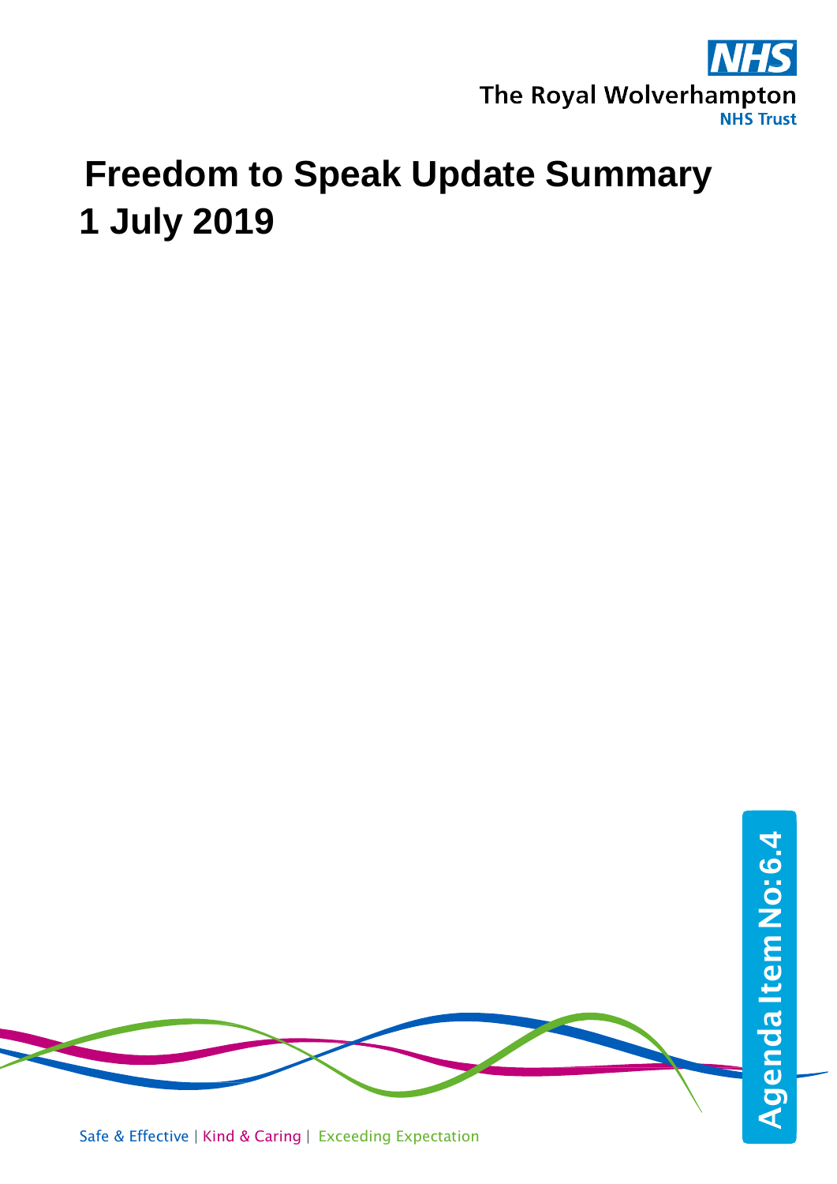The Royal Wolverhampton
NHS Trust

# Freedom to Speak Update Summary
# 1 July 2019

Agenda Item No: 6.4

Safe & Effective | Kind & Caring | Exceeding Expectation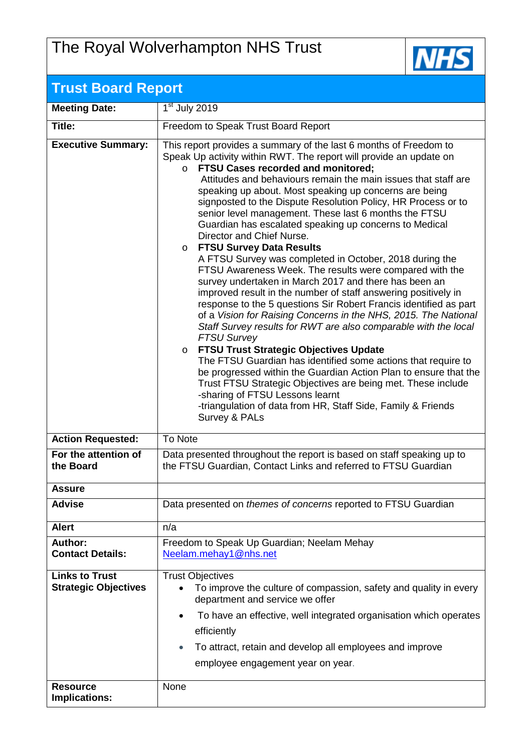# The Royal Wolverhampton NHS Trust

NHS

## Trust Board Report

| | |
|---|---|
| **Meeting Date:** | 1st July 2019 |
| **Title:** | Freedom to Speak Trust Board Report |
| **Executive Summary:** | This report provides a summary of the last 6 months of Freedom to Speak Up activity within RWT. The report will provide an update on<br>o **FTSU Cases recorded and monitored;**<br>Attitudes and behaviours remain the main issues that staff are speaking up about. Most speaking up concerns are being signposted to the Dispute Resolution Policy, HR Process or to senior level management. These last 6 months the FTSU Guardian has escalated speaking up concerns to Medical Director and Chief Nurse.<br>o **FTSU Survey Data Results**<br>A FTSU Survey was completed in October, 2018 during the FTSU Awareness Week. The results were compared with the survey undertaken in March 2017 and there has been an improved result in the number of staff answering positively in response to the 5 questions Sir Robert Francis identified as part of a *Vision for Raising Concerns in the NHS, 2015. The National Staff Survey results for RWT are also comparable with the local FTSU Survey*<br>o **FTSU Trust Strategic Objectives Update**<br>The FTSU Guardian has identified some actions that require to be progressed within the Guardian Action Plan to ensure that the Trust FTSU Strategic Objectives are being met. These include<br>-sharing of FTSU Lessons learnt<br>-triangulation of data from HR, Staff Side, Family & Friends Survey & PALs |
| **Action Requested:** | To Note |
| **For the attention of the Board** | Data presented throughout the report is based on staff speaking up to the FTSU Guardian, Contact Links and referred to FTSU Guardian |
| **Assure** | |
| **Advise** | Data presented on *themes of concerns* reported to FTSU Guardian |
| **Alert** | n/a |
| **Author:**<br>**Contact Details:** | Freedom to Speak Up Guardian; Neelam Mehay<br>Neelam.mehay1@nhs.net |
| **Links to Trust Strategic Objectives** | Trust Objectives<br>• To improve the culture of compassion, safety and quality in every department and service we offer<br>• To have an effective, well integrated organisation which operates efficiently<br>• To attract, retain and develop all employees and improve employee engagement year on year. |
| **Resource Implications:** | None |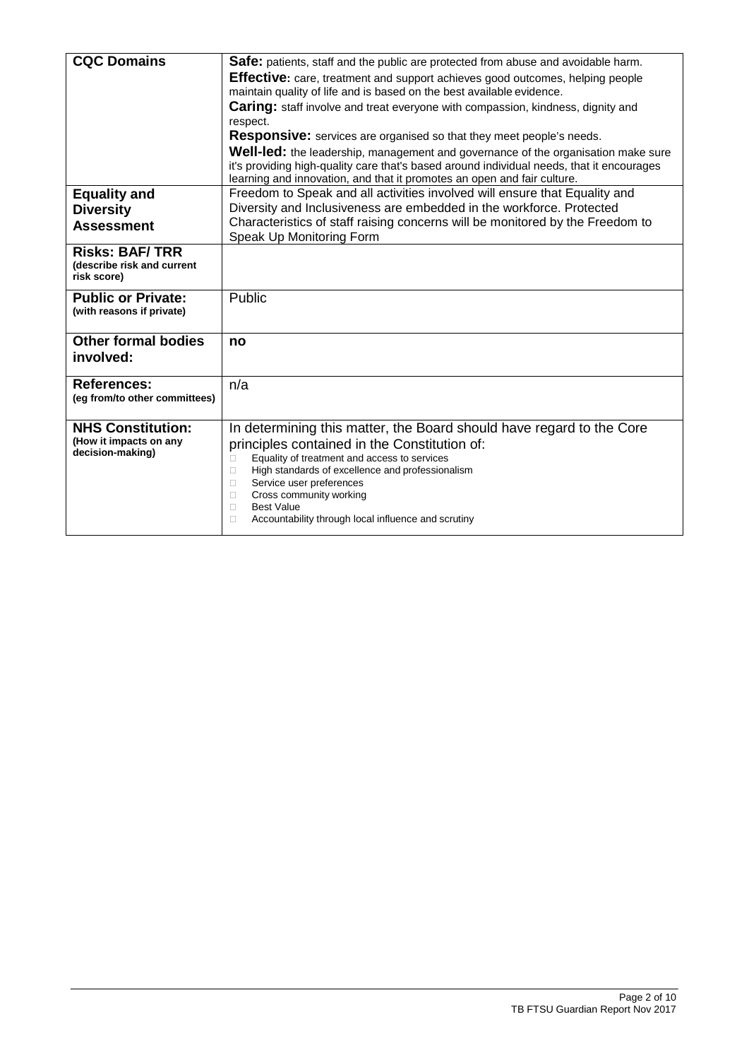| | |
|---|---|
| **CQC Domains** | **Safe:** patients, staff and the public are protected from abuse and avoidable harm.<br>**Effective:** care, treatment and support achieves good outcomes, helping people maintain quality of life and is based on the best available evidence.<br>**Caring:** staff involve and treat everyone with compassion, kindness, dignity and respect.<br>**Responsive:** services are organised so that they meet people's needs.<br>**Well-led:** the leadership, management and governance of the organisation make sure it's providing high-quality care that's based around individual needs, that it encourages learning and innovation, and that it promotes an open and fair culture. |
| **Equality and Diversity Assessment** | Freedom to Speak and all activities involved will ensure that Equality and Diversity and Inclusiveness are embedded in the workforce. Protected Characteristics of staff raising concerns will be monitored by the Freedom to Speak Up Monitoring Form |
| **Risks: BAF/ TRR** (describe risk and current risk score) | |
| **Public or Private:** (with reasons if private) | Public |
| **Other formal bodies involved:** | **no** |
| **References:** (eg from/to other committees) | n/a |
| **NHS Constitution:** (How it impacts on any decision-making) | In determining this matter, the Board should have regard to the Core principles contained in the Constitution of:<br>- Equality of treatment and access to services<br>- High standards of excellence and professionalism<br>- Service user preferences<br>- Cross community working<br>- Best Value<br>- Accountability through local influence and scrutiny |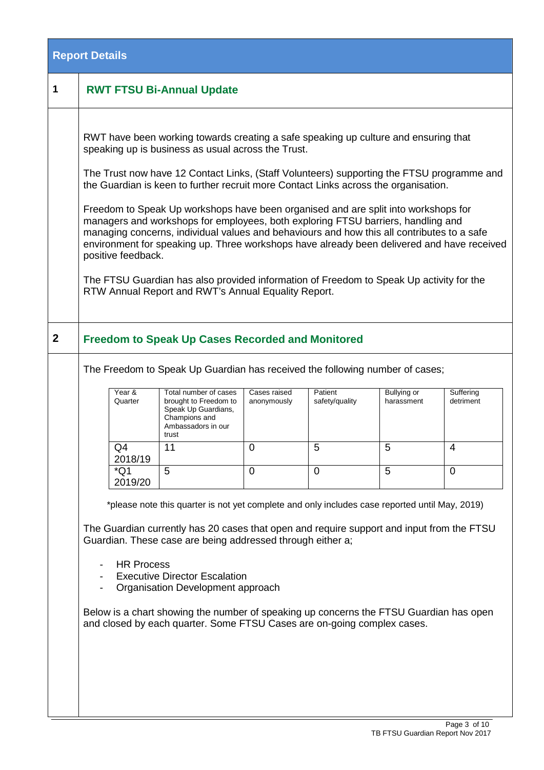## Report Details

### 1 RWT FTSU Bi-Annual Update

RWT have been working towards creating a safe speaking up culture and ensuring that speaking up is business as usual across the Trust.

The Trust now have 12 Contact Links, (Staff Volunteers) supporting the FTSU programme and the Guardian is keen to further recruit more Contact Links across the organisation.

Freedom to Speak Up workshops have been organised and are split into workshops for managers and workshops for employees, both exploring FTSU barriers, handling and managing concerns, individual values and behaviours and how this all contributes to a safe environment for speaking up. Three workshops have already been delivered and have received positive feedback.

The FTSU Guardian has also provided information of Freedom to Speak Up activity for the RTW Annual Report and RWT's Annual Equality Report.

### 2 Freedom to Speak Up Cases Recorded and Monitored

The Freedom to Speak Up Guardian has received the following number of cases;

| Year & Quarter | Total number of cases brought to Freedom to Speak Up Guardians, Champions and Ambassadors in our trust | Cases raised anonymously | Patient safety/quality | Bullying or harassment | Suffering detriment |
|---|---|---|---|---|---|
| Q4 2018/19 | 11 | 0 | 5 | 5 | 4 |
| *Q1 2019/20 | 5 | 0 | 0 | 5 | 0 |

*please note this quarter is not yet complete and only includes case reported until May, 2019)

The Guardian currently has 20 cases that open and require support and input from the FTSU Guardian. These case are being addressed through either a;

- HR Process
- Executive Director Escalation
- Organisation Development approach

Below is a chart showing the number of speaking up concerns the FTSU Guardian has open and closed by each quarter. Some FTSU Cases are on-going complex cases.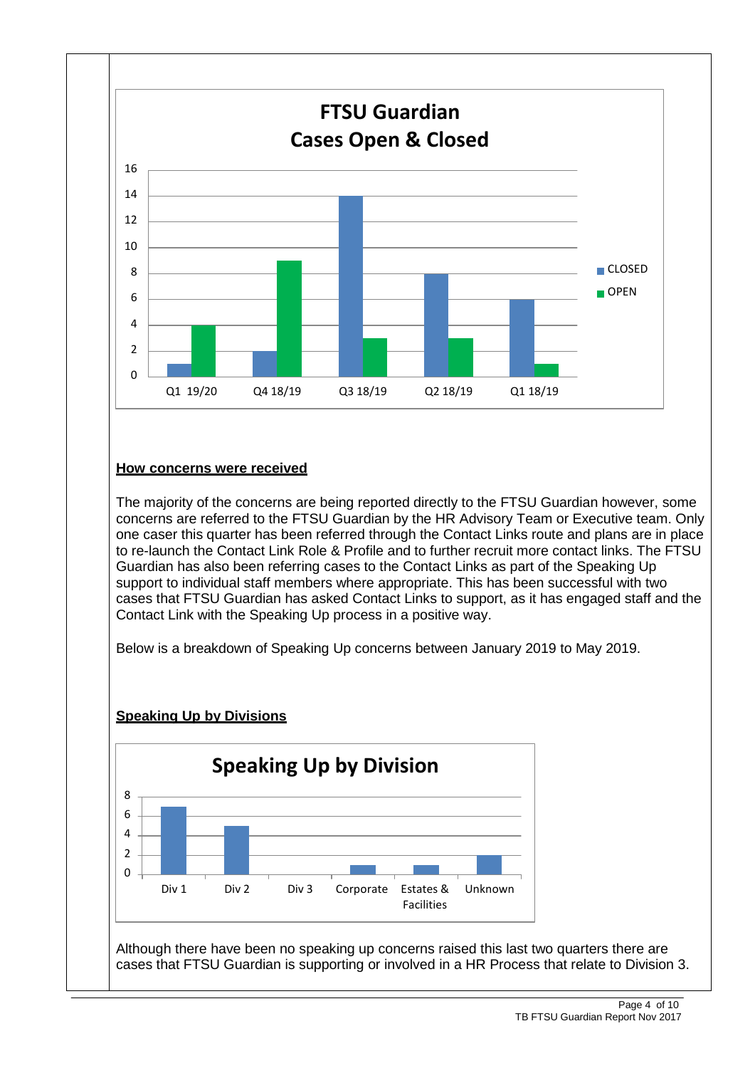**FTSU Guardian Cases Open & Closed**

| | CLOSED | OPEN |
|---|---|---|
| Q1 19/20 | 1 | 4 |
| Q4 18/19 | 2 | 9 |
| Q3 18/19 | 14 | 3 |
| Q2 18/19 | 8 | 3 |
| Q1 18/19 | 6 | 1 |

**How concerns were received**

The majority of the concerns are being reported directly to the FTSU Guardian however, some concerns are referred to the FTSU Guardian by the HR Advisory Team or Executive team. Only one caser this quarter has been referred through the Contact Links route and plans are in place to re-launch the Contact Link Role & Profile and to further recruit more contact links. The FTSU Guardian has also been referring cases to the Contact Links as part of the Speaking Up support to individual staff members where appropriate. This has been successful with two cases that FTSU Guardian has asked Contact Links to support, as it has engaged staff and the Contact Link with the Speaking Up process in a positive way.

Below is a breakdown of Speaking Up concerns between January 2019 to May 2019.

**Speaking Up by Divisions**

**Speaking Up by Division**

| Division | Count |
|---|---|
| Div 1 | 7 |
| Div 2 | 5 |
| Div 3 | 0 |
| Corporate | 1 |
| Estates & Facilities | 1 |
| Unknown | 2 |

Although there have been no speaking up concerns raised this last two quarters there are cases that FTSU Guardian is supporting or involved in a HR Process that relate to Division 3.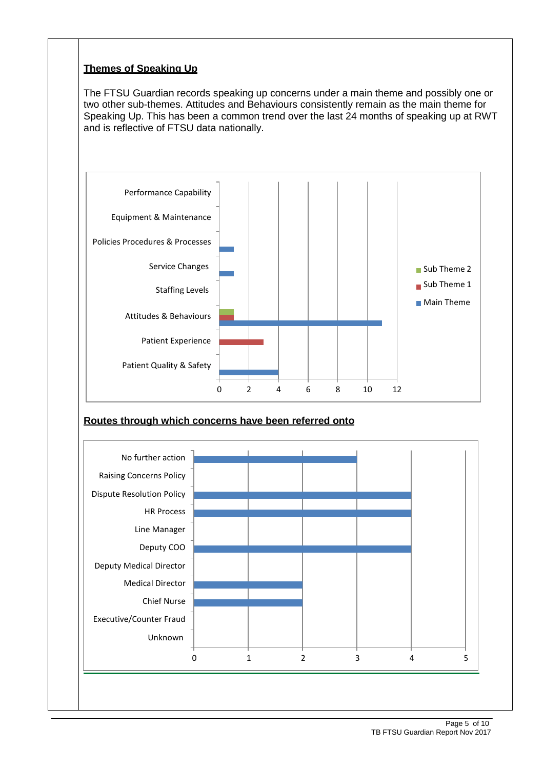**Themes of Speaking Up**

The FTSU Guardian records speaking up concerns under a main theme and possibly one or two other sub-themes. Attitudes and Behaviours consistently remain as the main theme for Speaking Up. This has been a common trend over the last 24 months of speaking up at RWT and is reflective of FTSU data nationally.

| Theme | Main Theme | Sub Theme 1 | Sub Theme 2 |
|---|---|---|---|
| Performance Capability | | | |
| Equipment & Maintenance | | | |
| Policies Procedures & Processes | 1 | | |
| Service Changes | 1 | | |
| Staffing Levels | | | |
| Attitudes & Behaviours | 11 | 1 | 1 |
| Patient Experience | | 3 | |
| Patient Quality & Safety | 4 | | |

**Routes through which concerns have been referred onto**

| Route | Number |
|---|---|
| No further action | 3 |
| Raising Concerns Policy | |
| Dispute Resolution Policy | 4 |
| HR Process | 4 |
| Line Manager | |
| Deputy COO | 4 |
| Deputy Medical Director | |
| Medical Director | 2 |
| Chief Nurse | 2 |
| Executive/Counter Fraud | |
| Unknown | |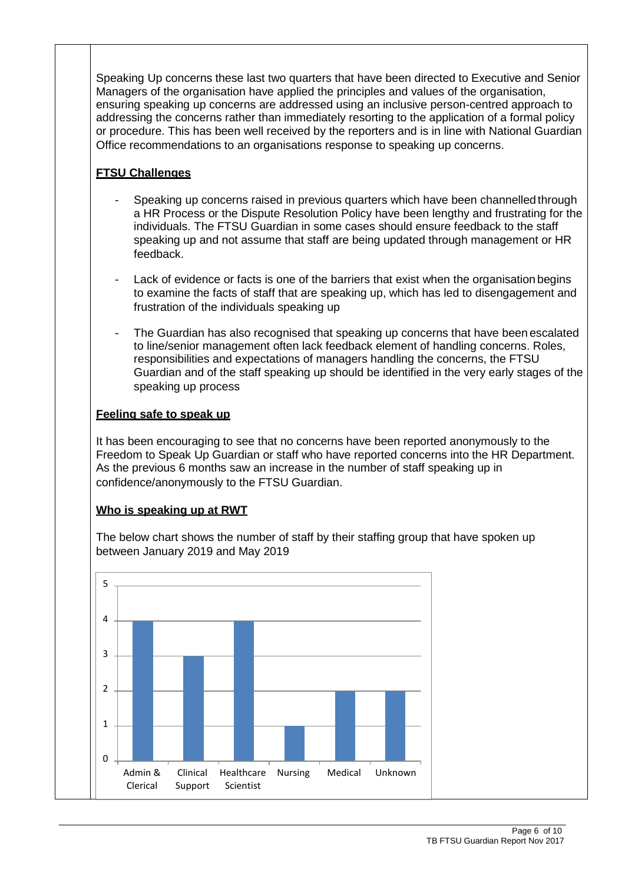Speaking Up concerns these last two quarters that have been directed to Executive and Senior Managers of the organisation have applied the principles and values of the organisation, ensuring speaking up concerns are addressed using an inclusive person-centred approach to addressing the concerns rather than immediately resorting to the application of a formal policy or procedure. This has been well received by the reporters and is in line with National Guardian Office recommendations to an organisations response to speaking up concerns.

**FTSU Challenges**

- Speaking up concerns raised in previous quarters which have been channelled through a HR Process or the Dispute Resolution Policy have been lengthy and frustrating for the individuals. The FTSU Guardian in some cases should ensure feedback to the staff speaking up and not assume that staff are being updated through management or HR feedback.

- Lack of evidence or facts is one of the barriers that exist when the organisation begins to examine the facts of staff that are speaking up, which has led to disengagement and frustration of the individuals speaking up

- The Guardian has also recognised that speaking up concerns that have been escalated to line/senior management often lack feedback element of handling concerns. Roles, responsibilities and expectations of managers handling the concerns, the FTSU Guardian and of the staff speaking up should be identified in the very early stages of the speaking up process

**Feeling safe to speak up**

It has been encouraging to see that no concerns have been reported anonymously to the Freedom to Speak Up Guardian or staff who have reported concerns into the HR Department. As the previous 6 months saw an increase in the number of staff speaking up in confidence/anonymously to the FTSU Guardian.

**Who is speaking up at RWT**

The below chart shows the number of staff by their staffing group that have spoken up between January 2019 and May 2019

| Staff Group | Number |
|---|---|
| Admin & Clerical | 4 |
| Clinical Support | 3 |
| Healthcare Scientist | 4 |
| Nursing | 1 |
| Medical | 2 |
| Unknown | 2 |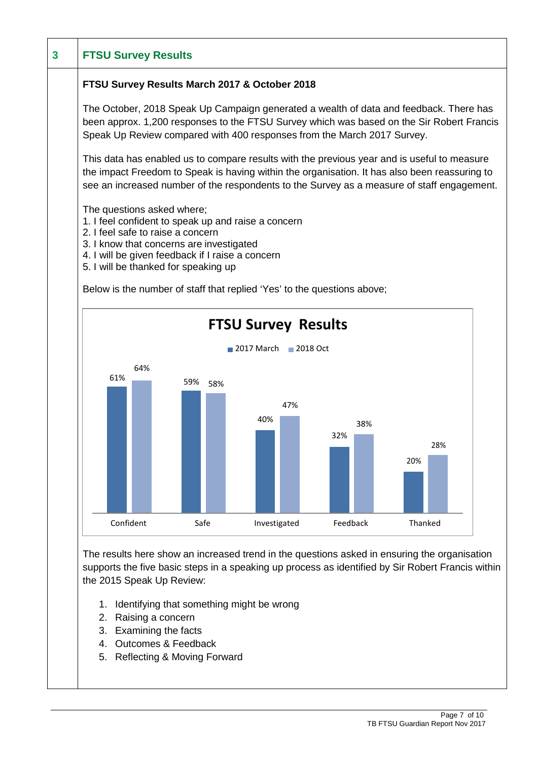## 3 FTSU Survey Results

**FTSU Survey Results March 2017 & October 2018**

The October, 2018 Speak Up Campaign generated a wealth of data and feedback. There has been approx. 1,200 responses to the FTSU Survey which was based on the Sir Robert Francis Speak Up Review compared with 400 responses from the March 2017 Survey.

This data has enabled us to compare results with the previous year and is useful to measure the impact Freedom to Speak is having within the organisation. It has also been reassuring to see an increased number of the respondents to the Survey as a measure of staff engagement.

The questions asked where;
1. I feel confident to speak up and raise a concern
2. I feel safe to raise a concern
3. I know that concerns are investigated
4. I will be given feedback if I raise a concern
5. I will be thanked for speaking up

Below is the number of staff that replied 'Yes' to the questions above;

**FTSU Survey Results**

| | 2017 March | 2018 Oct |
|---|---|---|
| Confident | 61% | 64% |
| Safe | 59% | 58% |
| Investigated | 40% | 47% |
| Feedback | 32% | 38% |
| Thanked | 20% | 28% |

The results here show an increased trend in the questions asked in ensuring the organisation supports the five basic steps in a speaking up process as identified by Sir Robert Francis within the 2015 Speak Up Review:

1. Identifying that something might be wrong
2. Raising a concern
3. Examining the facts
4. Outcomes & Feedback
5. Reflecting & Moving Forward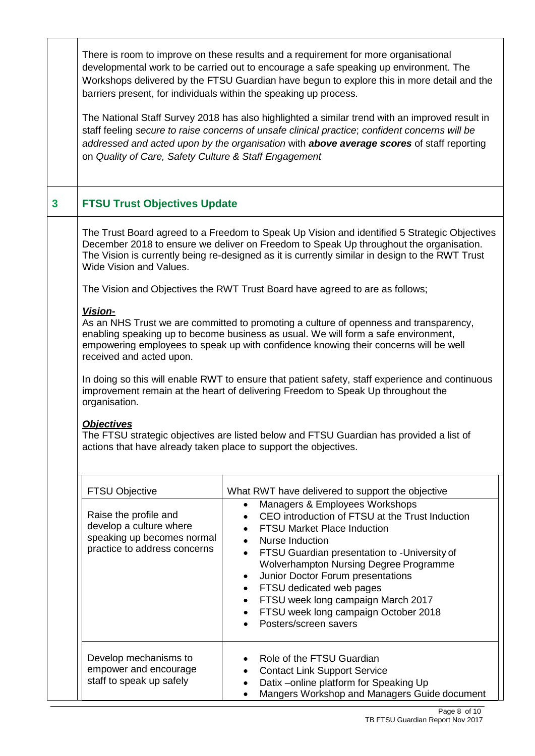There is room to improve on these results and a requirement for more organisational developmental work to be carried out to encourage a safe speaking up environment. The Workshops delivered by the FTSU Guardian have begun to explore this in more detail and the barriers present, for individuals within the speaking up process.

The National Staff Survey 2018 has also highlighted a similar trend with an improved result in staff feeling *secure to raise concerns of unsafe clinical practice*; *confident concerns will be addressed and acted upon by the organisation* with ***above average scores*** of staff reporting on *Quality of Care, Safety Culture & Staff Engagement*

## 3 FTSU Trust Objectives Update

The Trust Board agreed to a Freedom to Speak Up Vision and identified 5 Strategic Objectives December 2018 to ensure we deliver on Freedom to Speak Up throughout the organisation. The Vision is currently being re-designed as it is currently similar in design to the RWT Trust Wide Vision and Values.

The Vision and Objectives the RWT Trust Board have agreed to are as follows;

***Vision-***

As an NHS Trust we are committed to promoting a culture of openness and transparency, enabling speaking up to become business as usual. We will form a safe environment, empowering employees to speak up with confidence knowing their concerns will be well received and acted upon.

In doing so this will enable RWT to ensure that patient safety, staff experience and continuous improvement remain at the heart of delivering Freedom to Speak Up throughout the organisation.

***Objectives***

The FTSU strategic objectives are listed below and FTSU Guardian has provided a list of actions that have already taken place to support the objectives.

| FTSU Objective | What RWT have delivered to support the objective |
|---|---|
| Raise the profile and develop a culture where speaking up becomes normal practice to address concerns | • Managers & Employees Workshops<br>• CEO introduction of FTSU at the Trust Induction<br>• FTSU Market Place Induction<br>• Nurse Induction<br>• FTSU Guardian presentation to -University of Wolverhampton Nursing Degree Programme<br>• Junior Doctor Forum presentations<br>• FTSU dedicated web pages<br>• FTSU week long campaign March 2017<br>• FTSU week long campaign October 2018<br>• Posters/screen savers |
| Develop mechanisms to empower and encourage staff to speak up safely | • Role of the FTSU Guardian<br>• Contact Link Support Service<br>• Datix –online platform for Speaking Up<br>• Mangers Workshop and Managers Guide document |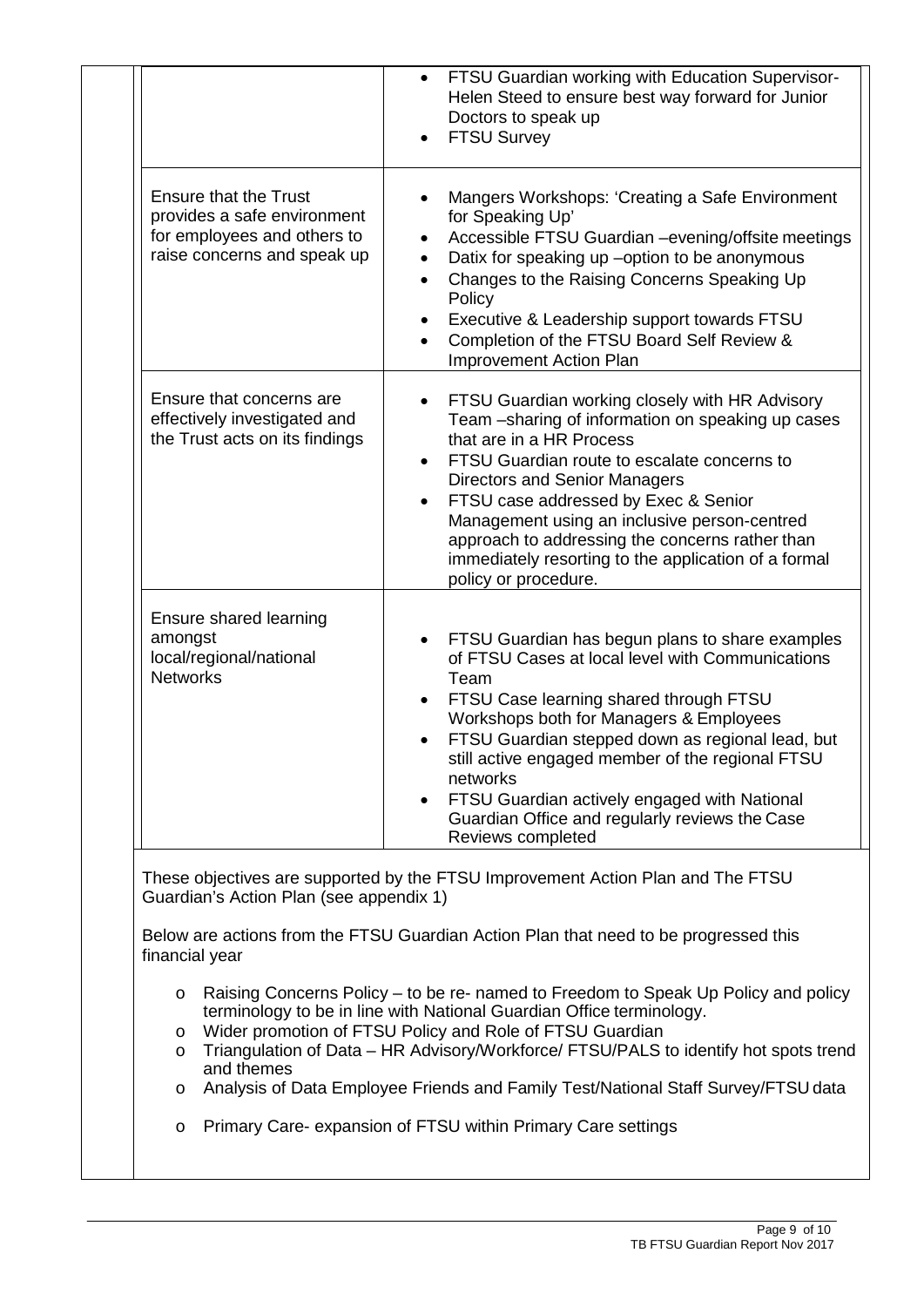| | |
|---|---|
| | • FTSU Guardian working with Education Supervisor- Helen Steed to ensure best way forward for Junior Doctors to speak up<br>• FTSU Survey |
| Ensure that the Trust provides a safe environment for employees and others to raise concerns and speak up | • Mangers Workshops: 'Creating a Safe Environment for Speaking Up'<br>• Accessible FTSU Guardian –evening/offsite meetings<br>• Datix for speaking up –option to be anonymous<br>• Changes to the Raising Concerns Speaking Up Policy<br>• Executive & Leadership support towards FTSU<br>• Completion of the FTSU Board Self Review & Improvement Action Plan |
| Ensure that concerns are effectively investigated and the Trust acts on its findings | • FTSU Guardian working closely with HR Advisory Team –sharing of information on speaking up cases that are in a HR Process<br>• FTSU Guardian route to escalate concerns to Directors and Senior Managers<br>• FTSU case addressed by Exec & Senior Management using an inclusive person-centred approach to addressing the concerns rather than immediately resorting to the application of a formal policy or procedure. |
| Ensure shared learning amongst local/regional/national Networks | • FTSU Guardian has begun plans to share examples of FTSU Cases at local level with Communications Team<br>• FTSU Case learning shared through FTSU Workshops both for Managers & Employees<br>• FTSU Guardian stepped down as regional lead, but still active engaged member of the regional FTSU networks<br>• FTSU Guardian actively engaged with National Guardian Office and regularly reviews the Case Reviews completed |

These objectives are supported by the FTSU Improvement Action Plan and The FTSU Guardian's Action Plan (see appendix 1)

Below are actions from the FTSU Guardian Action Plan that need to be progressed this financial year

- Raising Concerns Policy – to be re- named to Freedom to Speak Up Policy and policy terminology to be in line with National Guardian Office terminology.
- Wider promotion of FTSU Policy and Role of FTSU Guardian
- Triangulation of Data – HR Advisory/Workforce/ FTSU/PALS to identify hot spots trend and themes
- Analysis of Data Employee Friends and Family Test/National Staff Survey/FTSU data
- Primary Care- expansion of FTSU within Primary Care settings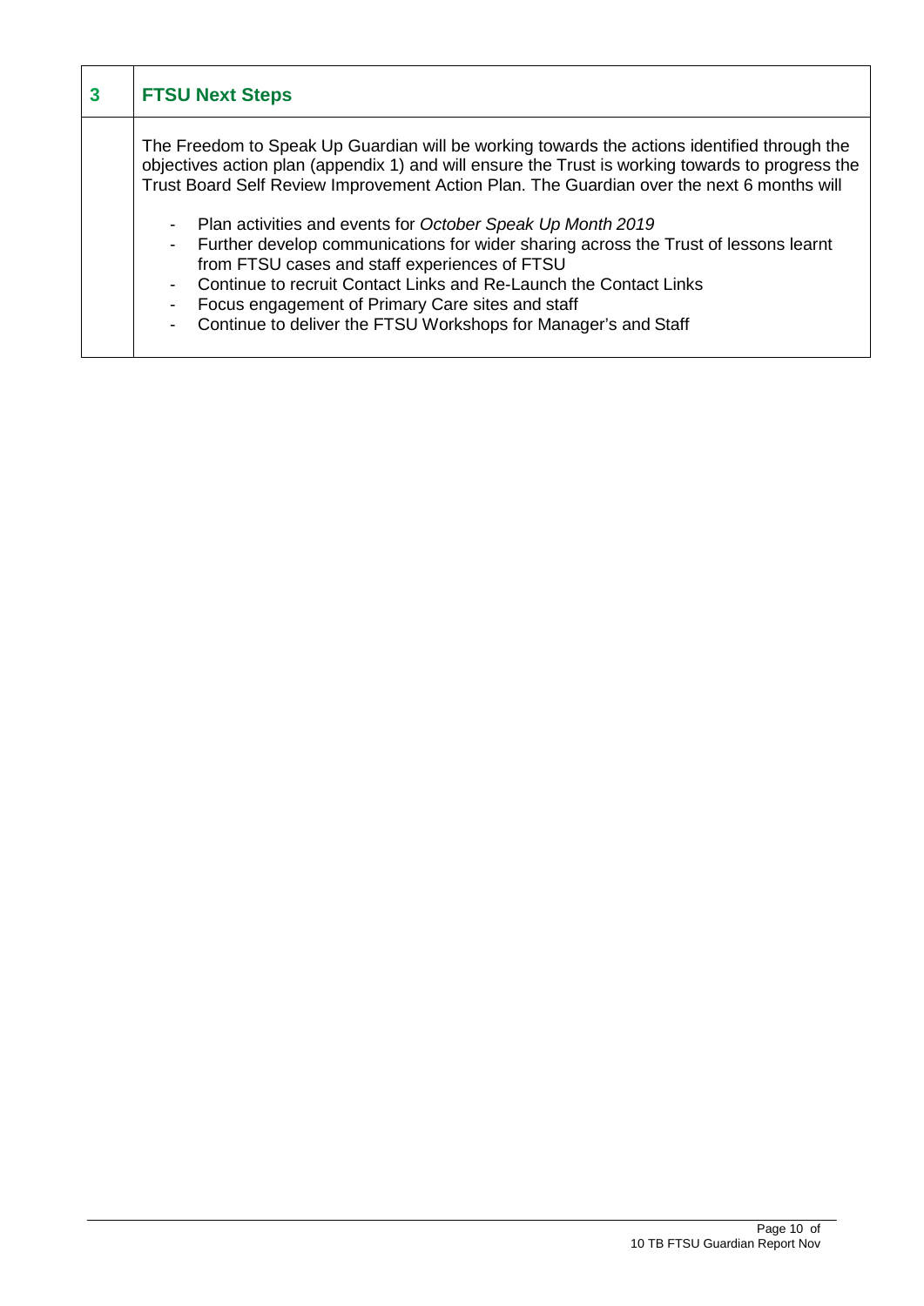## 3 FTSU Next Steps

The Freedom to Speak Up Guardian will be working towards the actions identified through the objectives action plan (appendix 1) and will ensure the Trust is working towards to progress the Trust Board Self Review Improvement Action Plan. The Guardian over the next 6 months will

- Plan activities and events for *October Speak Up Month 2019*
- Further develop communications for wider sharing across the Trust of lessons learnt from FTSU cases and staff experiences of FTSU
- Continue to recruit Contact Links and Re-Launch the Contact Links
- Focus engagement of Primary Care sites and staff
- Continue to deliver the FTSU Workshops for Manager's and Staff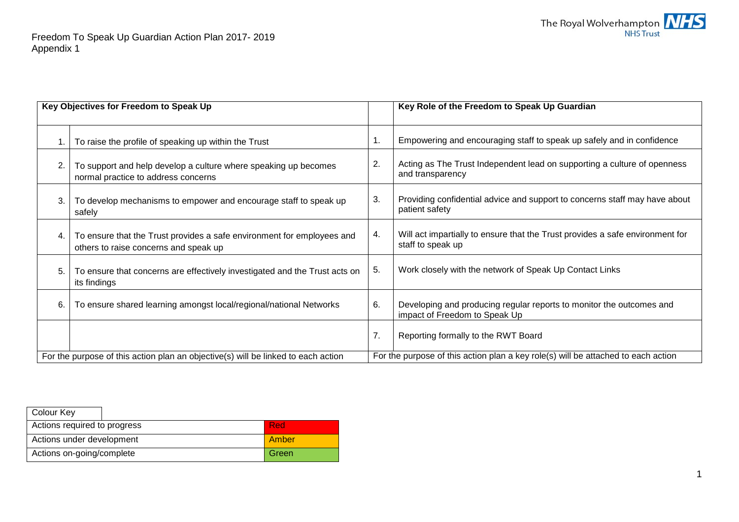Freedom To Speak Up Guardian Action Plan 2017- 2019
Appendix 1

| | Key Objectives for Freedom to Speak Up | | Key Role of the Freedom to Speak Up Guardian |
|---|---|---|---|
| 1. | To raise the profile of speaking up within the Trust | 1. | Empowering and encouraging staff to speak up safely and in confidence |
| 2. | To support and help develop a culture where speaking up becomes normal practice to address concerns | 2. | Acting as The Trust Independent lead on supporting a culture of openness and transparency |
| 3. | To develop mechanisms to empower and encourage staff to speak up safely | 3. | Providing confidential advice and support to concerns staff may have about patient safety |
| 4. | To ensure that the Trust provides a safe environment for employees and others to raise concerns and speak up | 4. | Will act impartially to ensure that the Trust provides a safe environment for staff to speak up |
| 5. | To ensure that concerns are effectively investigated and the Trust acts on its findings | 5. | Work closely with the network of Speak Up Contact Links |
| 6. | To ensure shared learning amongst local/regional/national Networks | 6. | Developing and producing regular reports to monitor the outcomes and impact of Freedom to Speak Up |
| | | 7. | Reporting formally to the RWT Board |
| For the purpose of this action plan an objective(s) will be linked to each action | | For the purpose of this action plan a key role(s) will be attached to each action | |

| Colour Key | |
|---|---|
| Actions required to progress | Red |
| Actions under development | Amber |
| Actions on-going/complete | Green |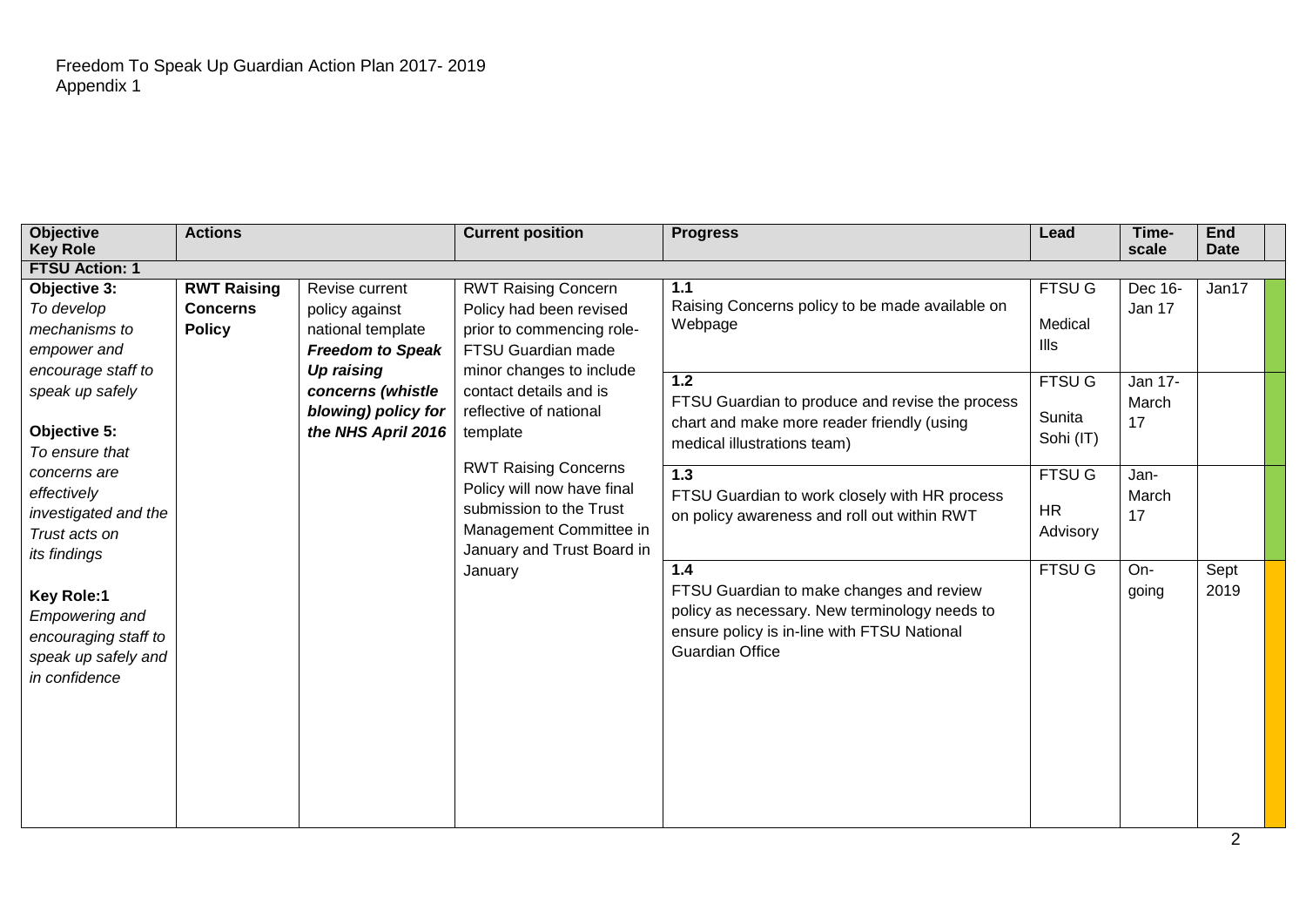Freedom To Speak Up Guardian Action Plan 2017- 2019
Appendix 1

| Objective<br>Key Role | Actions | | Current position | Progress | Lead | Time-scale | End Date | |
|---|---|---|---|---|---|---|---|---|
| **FTSU Action: 1** | | | | | | | | |
| **Objective 3:**<br>*To develop mechanisms to empower and encourage staff to speak up safely*<br><br>**Objective 5:**<br>*To ensure that concerns are effectively investigated and the Trust acts on its findings*<br><br>**Key Role:1**<br>*Empowering and encouraging staff to speak up safely and in confidence* | **RWT Raising Concerns Policy** | Revise current policy against national template ***Freedom to Speak Up raising concerns (whistle blowing) policy for the NHS April 2016*** | RWT Raising Concern Policy had been revised prior to commencing role- FTSU Guardian made minor changes to include contact details and is reflective of national template<br><br>RWT Raising Concerns Policy will now have final submission to the Trust Management Committee in January and Trust Board in January | **1.1**<br>Raising Concerns policy to be made available on Webpage | FTSU G<br><br>Medical Ills | Dec 16-Jan 17 | Jan17 | |
| | | | | **1.2**<br>FTSU Guardian to produce and revise the process chart and make more reader friendly (using medical illustrations team) | FTSU G<br><br>Sunita Sohi (IT) | Jan 17-March 17 | | |
| | | | | **1.3**<br>FTSU Guardian to work closely with HR process on policy awareness and roll out within RWT | FTSU G<br><br>HR Advisory | Jan-March 17 | | |
| | | | | **1.4**<br>FTSU Guardian to make changes and review policy as necessary. New terminology needs to ensure policy is in-line with FTSU National Guardian Office | FTSU G | On-going | Sept 2019 | |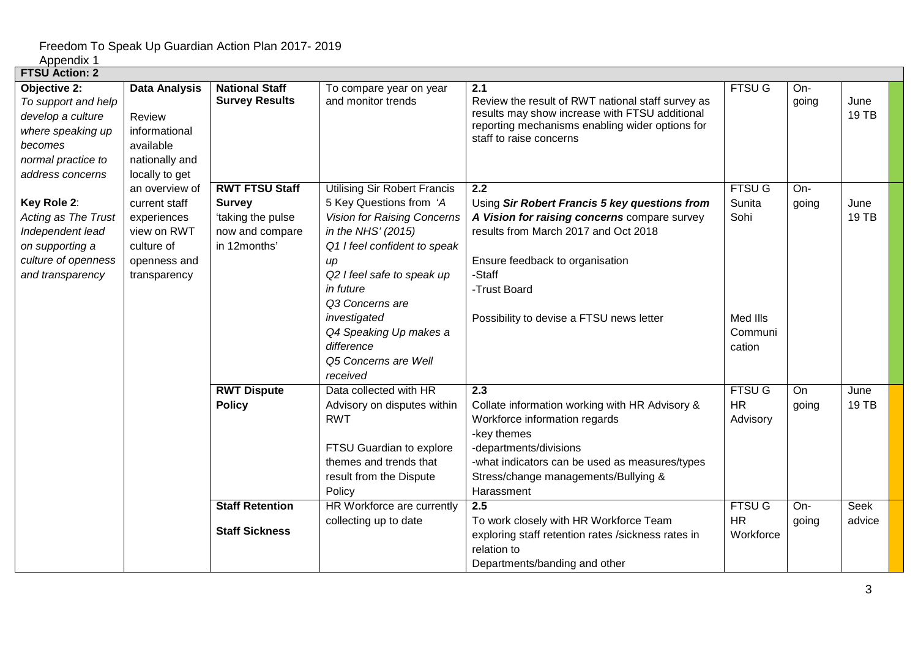Freedom To Speak Up Guardian Action Plan 2017- 2019

Appendix 1

| FTSU Action: 2 | | | | | | | | |
|---|---|---|---|---|---|---|---|---|
| **Objective 2:** *To support and help develop a culture where speaking up becomes normal practice to address concerns* | **Data Analysis** Review informational available nationally and locally to get an overview of current staff experiences view on RWT culture of openness and transparency | **National Staff Survey Results** | To compare year on year and monitor trends | **2.1** Review the result of RWT national staff survey as results may show increase with FTSU additional reporting mechanisms enabling wider options for staff to raise concerns | FTSU G | On-going | June 19 TB | |
| **Key Role 2**: *Acting as The Trust Independent lead on supporting a culture of openness and transparency* | | **RWT FTSU Staff Survey** 'taking the pulse now and compare in 12months' | Utilising Sir Robert Francis 5 Key Questions from *'A Vision for Raising Concerns in the NHS' (2015)* *Q1 I feel confident to speak up* *Q2 I feel safe to speak up in future* *Q3 Concerns are investigated* *Q4 Speaking Up makes a difference* *Q5 Concerns are Well received* | **2.2** Using ***Sir Robert Francis 5 key questions from A Vision for raising concerns*** compare survey results from March 2017 and Oct 2018 <br> Ensure feedback to organisation -Staff -Trust Board <br> Possibility to devise a FTSU news letter | FTSU G Sunita Sohi <br> Med Ills Communication | On-going | June 19 TB | |
| | | **RWT Dispute Policy** | Data collected with HR Advisory on disputes within RWT <br> FTSU Guardian to explore themes and trends that result from the Dispute Policy | **2.3** Collate information working with HR Advisory & Workforce information regards -key themes -departments/divisions -what indicators can be used as measures/types Stress/change managements/Bullying & Harassment | FTSU G HR Advisory | On going | June 19 TB | |
| | | **Staff Retention** <br> **Staff Sickness** | HR Workforce are currently collecting up to date | **2.5** To work closely with HR Workforce Team exploring staff retention rates /sickness rates in relation to Departments/banding and other | FTSU G HR Workforce | On-going | Seek advice | |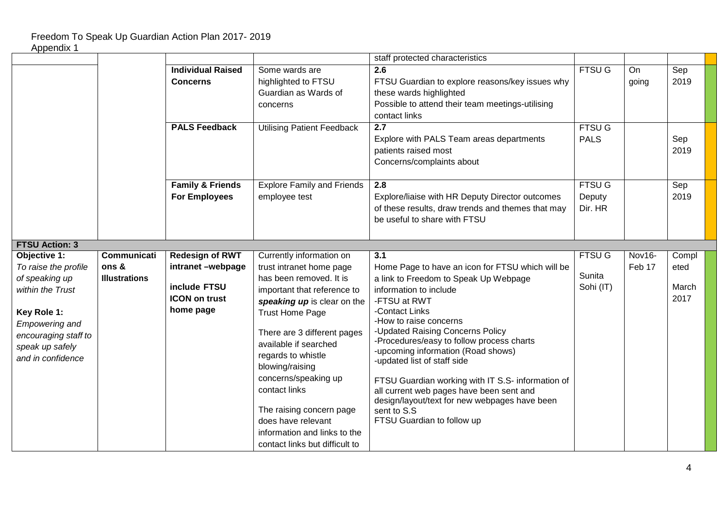Freedom To Speak Up Guardian Action Plan 2017- 2019
Appendix 1

| | | | | | | | | |
|---|---|---|---|---|---|---|---|---|
| | | | | staff protected characteristics | | | | |
| | | **Individual Raised Concerns** | Some wards are highlighted to FTSU Guardian as Wards of concerns | **2.6**<br>FTSU Guardian to explore reasons/key issues why these wards highlighted<br>Possible to attend their team meetings-utilising contact links | FTSU G | On going | Sep 2019 | |
| | | **PALS Feedback** | Utilising Patient Feedback | **2.7**<br>Explore with PALS Team areas departments patients raised most Concerns/complaints about | FTSU G<br>PALS | | Sep 2019 | |
| | | **Family & Friends For Employees** | Explore Family and Friends employee test | **2.8**<br>Explore/liaise with HR Deputy Director outcomes of these results, draw trends and themes that may be useful to share with FTSU | FTSU G<br>Deputy Dir. HR | | Sep 2019 | |
| **FTSU Action: 3** | | | | | | | | |
| **Objective 1:**<br>*To raise the profile of speaking up within the Trust*<br><br>**Key Role 1:**<br>*Empowering and encouraging staff to speak up safely and in confidence* | **Communications & Illustrations** | **Redesign of RWT intranet –webpage**<br><br>**include FTSU ICON on trust home page** | Currently information on trust intranet home page has been removed. It is important that reference to ***speaking up*** is clear on the Trust Home Page<br><br>There are 3 different pages available if searched regards to whistle blowing/raising concerns/speaking up contact links<br><br>The raising concern page does have relevant information and links to the contact links but difficult to | **3.1**<br>Home Page to have an icon for FTSU which will be a link to Freedom to Speak Up Webpage information to include<br>-FTSU at RWT<br>-Contact Links<br>-How to raise concerns<br>-Updated Raising Concerns Policy<br>-Procedures/easy to follow process charts<br>-upcoming information (Road shows)<br>-updated list of staff side<br><br>FTSU Guardian working with IT S.S- information of all current web pages have been sent and design/layout/text for new webpages have been sent to S.S<br>FTSU Guardian to follow up | FTSU G<br><br>Sunita Sohi (IT) | Nov16- Feb 17 | Completed March 2017 | |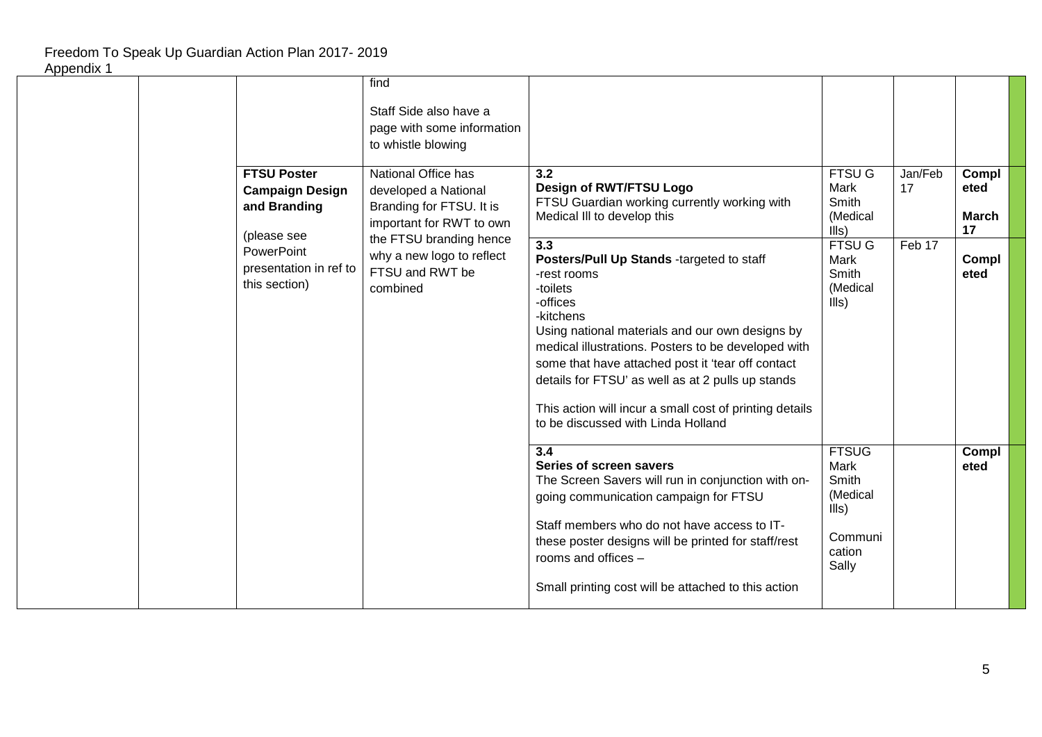Freedom To Speak Up Guardian Action Plan 2017- 2019
Appendix 1

| | | | | | | | | |
|---|---|---|---|---|---|---|---|---|
| | | | find<br><br>Staff Side also have a page with some information to whistle blowing | | | | | |
| | | **FTSU Poster Campaign Design and Branding**<br><br>(please see PowerPoint presentation in ref to this section) | National Office has developed a National Branding for FTSU. It is important for RWT to own the FTSU branding hence why a new logo to reflect FTSU and RWT be combined | **3.2**<br>**Design of RWT/FTSU Logo**<br>FTSU Guardian working currently working with Medical Ill to develop this | FTSU G Mark Smith (Medical Ills) | Jan/Feb 17 | **Completed**<br><br>**March 17** | |
| | | | | **3.3**<br>**Posters/Pull Up Stands** -targeted to staff<br>-rest rooms<br>-toilets<br>-offices<br>-kitchens<br>Using national materials and our own designs by medical illustrations. Posters to be developed with some that have attached post it 'tear off contact details for FTSU' as well as at 2 pulls up stands<br><br>This action will incur a small cost of printing details to be discussed with Linda Holland | FTSU G Mark Smith (Medical Ills) | Feb 17 | **Completed** | |
| | | | | **3.4**<br>**Series of screen savers**<br>The Screen Savers will run in conjunction with on-going communication campaign for FTSU<br><br>Staff members who do not have access to IT- these poster designs will be printed for staff/rest rooms and offices –<br><br>Small printing cost will be attached to this action | FTSUG Mark Smith (Medical Ills)<br><br>Communication Sally | | **Completed** | |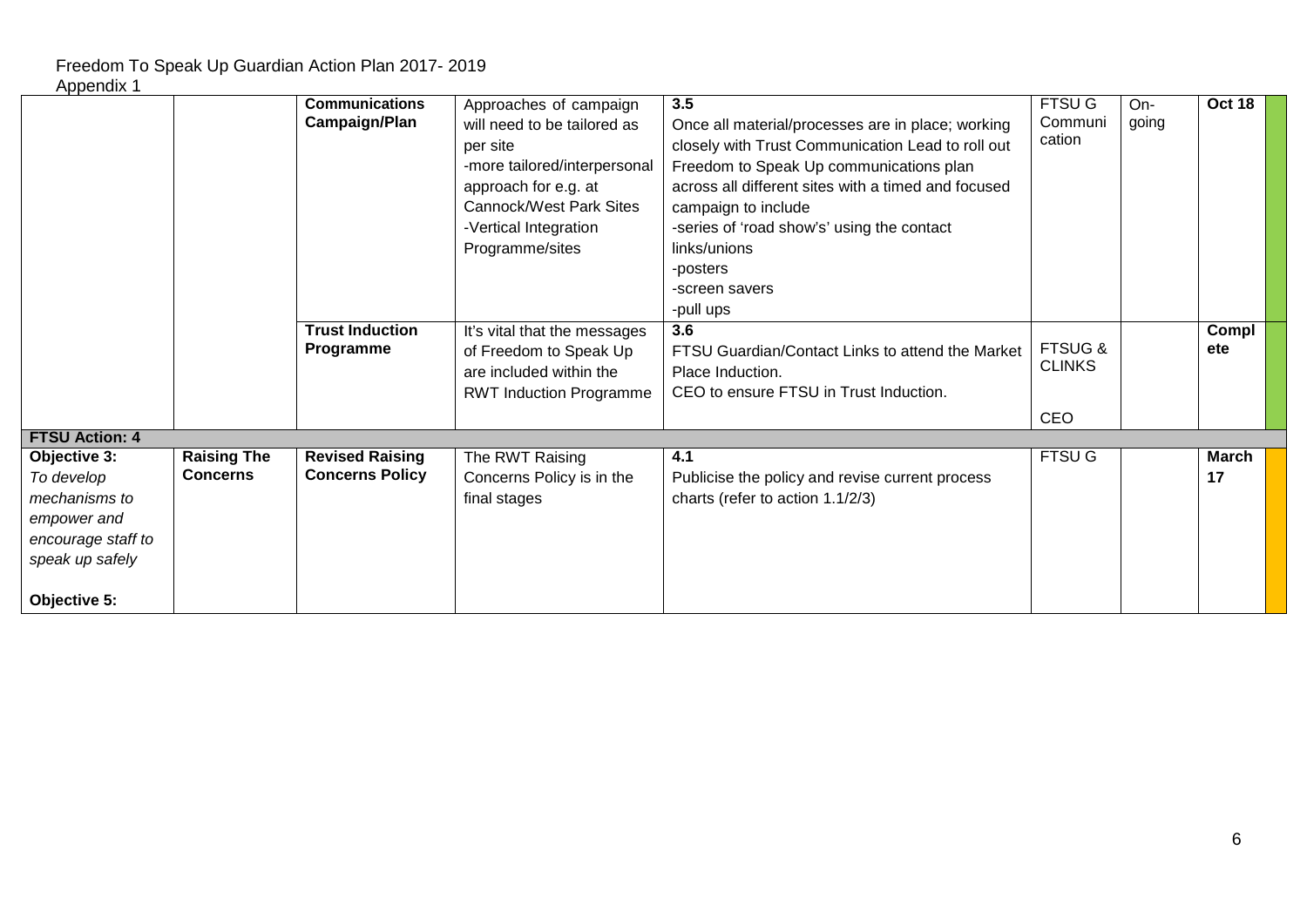Freedom To Speak Up Guardian Action Plan 2017- 2019
Appendix 1

| | | | | | | | | |
|---|---|---|---|---|---|---|---|---|
| | | **Communications Campaign/Plan** | Approaches of campaign will need to be tailored as per site<br>-more tailored/interpersonal approach for e.g. at Cannock/West Park Sites<br>-Vertical Integration Programme/sites | **3.5**<br>Once all material/processes are in place; working closely with Trust Communication Lead to roll out Freedom to Speak Up communications plan across all different sites with a timed and focused campaign to include<br>-series of 'road show's' using the contact links/unions<br>-posters<br>-screen savers<br>-pull ups | FTSU G Communi cation | On-going | **Oct 18** | |
| | | **Trust Induction Programme** | It's vital that the messages of Freedom to Speak Up are included within the RWT Induction Programme | **3.6**<br>FTSU Guardian/Contact Links to attend the Market Place Induction.<br>CEO to ensure FTSU in Trust Induction. | FTSUG & CLINKS<br><br>CEO | | **Compl ete** | |
| **FTSU Action: 4** | | | | | | | | |
| **Objective 3:**<br>*To develop mechanisms to empower and encourage staff to speak up safely*<br><br>**Objective 5:** | **Raising The Concerns** | **Revised Raising Concerns Policy** | The RWT Raising Concerns Policy is in the final stages | **4.1**<br>Publicise the policy and revise current process charts (refer to action 1.1/2/3) | FTSU G | | **March 17** | |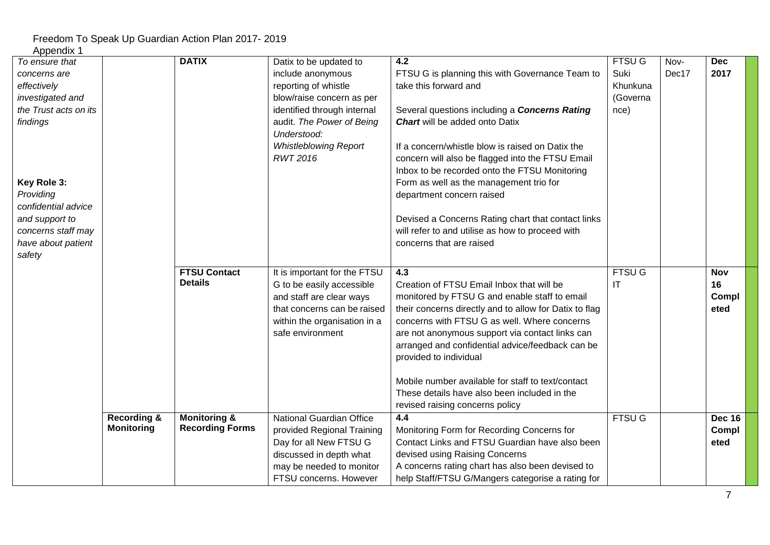Freedom To Speak Up Guardian Action Plan 2017- 2019
Appendix 1

| | | | | | | | | |
|---|---|---|---|---|---|---|---|---|
| *To ensure that concerns are effectively investigated and the Trust acts on its findings*<br><br>**Key Role 3:** *Providing confidential advice and support to concerns staff may have about patient safety* | | **DATIX** | Datix to be updated to include anonymous reporting of whistle blow/raise concern as per identified through internal audit. *The Power of Being Understood: Whistleblowing Report RWT 2016* | **4.2**<br>FTSU G is planning this with Governance Team to take this forward and<br><br>Several questions including a ***Concerns Rating Chart*** will be added onto Datix<br><br>If a concern/whistle blow is raised on Datix the concern will also be flagged into the FTSU Email Inbox to be recorded onto the FTSU Monitoring Form as well as the management trio for department concern raised<br><br>Devised a Concerns Rating chart that contact links will refer to and utilise as how to proceed with concerns that are raised | FTSU G Suki Khunkuna (Governa nce) | Nov-Dec17 | **Dec 2017** | |
| | | **FTSU Contact Details** | It is important for the FTSU G to be easily accessible and staff are clear ways that concerns can be raised within the organisation in a safe environment | **4.3**<br>Creation of FTSU Email Inbox that will be monitored by FTSU G and enable staff to email their concerns directly and to allow for Datix to flag concerns with FTSU G as well. Where concerns are not anonymous support via contact links can arranged and confidential advice/feedback can be provided to individual<br><br>Mobile number available for staff to text/contact These details have also been included in the revised raising concerns policy | FTSU G IT | | **Nov 16 Completed** | |
| | **Recording & Monitoring** | **Monitoring & Recording Forms** | National Guardian Office provided Regional Training Day for all New FTSU G discussed in depth what may be needed to monitor FTSU concerns. However | **4.4**<br>Monitoring Form for Recording Concerns for Contact Links and FTSU Guardian have also been devised using Raising Concerns<br>A concerns rating chart has also been devised to help Staff/FTSU G/Mangers categorise a rating for | FTSU G | | **Dec 16 Completed** | |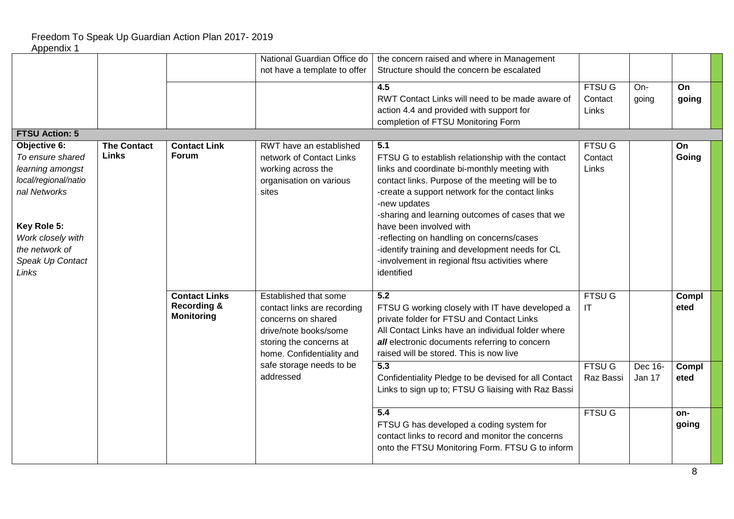Freedom To Speak Up Guardian Action Plan 2017- 2019
Appendix 1

| | | | | | | | | |
|---|---|---|---|---|---|---|---|---|
| | | | National Guardian Office do not have a template to offer | the concern raised and where in Management Structure should the concern be escalated | | | | |
| | | | | **4.5**<br>RWT Contact Links will need to be made aware of action 4.4 and provided with support for completion of FTSU Monitoring Form | FTSU G Contact Links | On-going | **On going** | |
| **FTSU Action: 5** | | | | | | | | |
| **Objective 6:**<br>*To ensure shared learning amongst local/regional/national Networks*<br><br>**Key Role 5:**<br>*Work closely with the network of Speak Up Contact Links* | **The Contact Links** | **Contact Link Forum** | RWT have an established network of Contact Links working across the organisation on various sites | **5.1**<br>FTSU G to establish relationship with the contact links and coordinate bi-monthly meeting with contact links. Purpose of the meeting will be to<br>-create a support network for the contact links<br>-new updates<br>-sharing and learning outcomes of cases that we have been involved with<br>-reflecting on handling on concerns/cases<br>-identify training and development needs for CL<br>-involvement in regional ftsu activities where identified | FTSU G Contact Links | | **On Going** | |
| | | **Contact Links Recording & Monitoring** | Established that some contact links are recording concerns on shared drive/note books/some storing the concerns at home. Confidentiality and safe storage needs to be addressed | **5.2**<br>FTSU G working closely with IT have developed a private folder for FTSU and Contact Links<br>All Contact Links have an individual folder where ***all*** electronic documents referring to concern raised will be stored. This is now live | FTSU G IT | | **Completed** | |
| | | | | **5.3**<br>Confidentiality Pledge to be devised for all Contact Links to sign up to; FTSU G liaising with Raz Bassi | FTSU G Raz Bassi | Dec 16-Jan 17 | **Completed** | |
| | | | | **5.4**<br>FTSU G has developed a coding system for contact links to record and monitor the concerns onto the FTSU Monitoring Form. FTSU G to inform | FTSU G | | **on-going** | |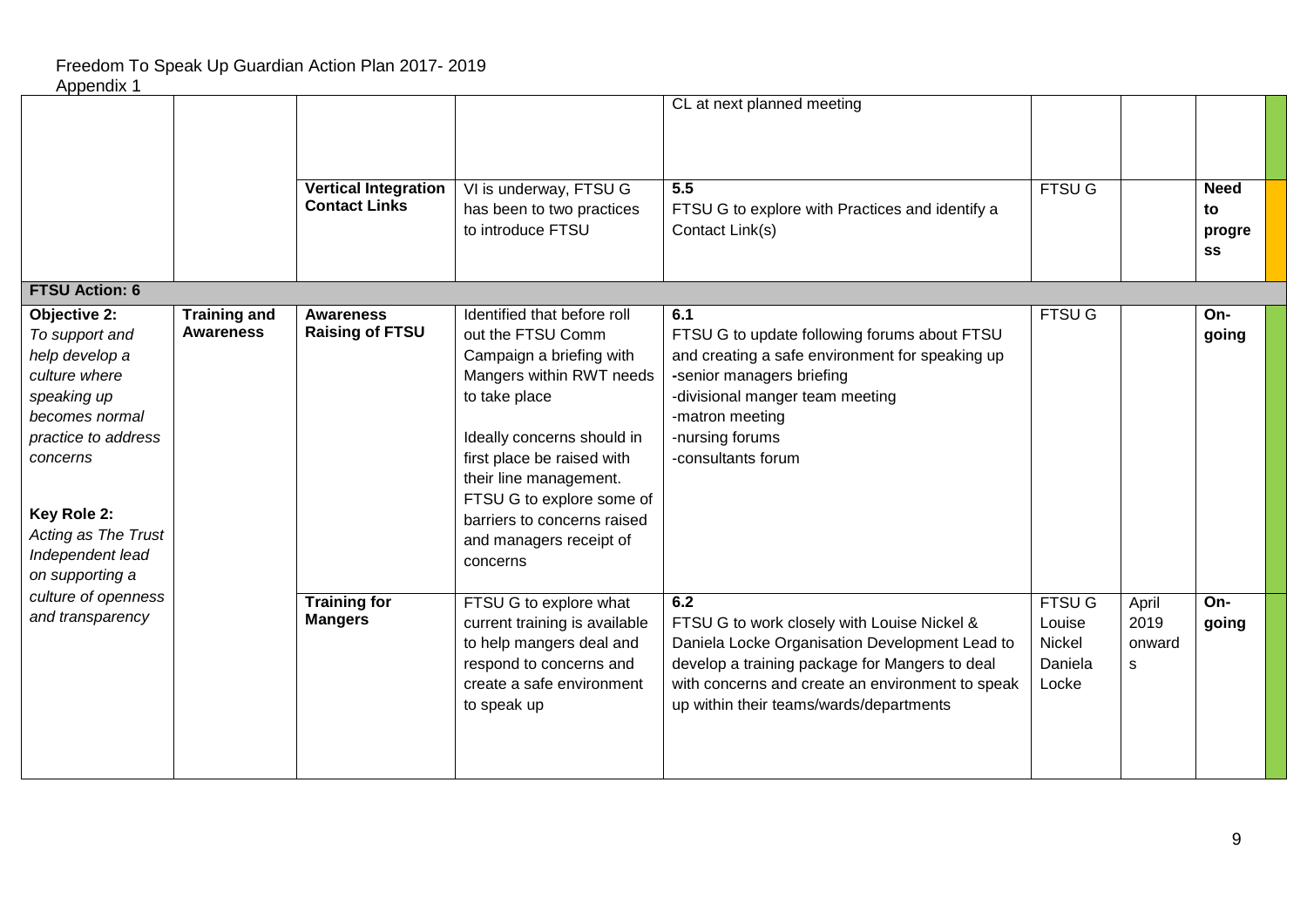Freedom To Speak Up Guardian Action Plan 2017- 2019
Appendix 1

| | | | | | | | | |
|---|---|---|---|---|---|---|---|---|
| | | | | CL at next planned meeting | | | | |
| | | **Vertical Integration Contact Links** | VI is underway, FTSU G has been to two practices to introduce FTSU | **5.5**<br>FTSU G to explore with Practices and identify a Contact Link(s) | FTSU G | | **Need to progress** | |
| **FTSU Action: 6** | | | | | | | | |
| **Objective 2:**<br>*To support and help develop a culture where speaking up becomes normal practice to address concerns*<br><br>**Key Role 2:**<br>*Acting as The Trust Independent lead on supporting a culture of openness and transparency* | **Training and Awareness** | **Awareness Raising of FTSU** | Identified that before roll out the FTSU Comm Campaign a briefing with Mangers within RWT needs to take place<br><br>Ideally concerns should in first place be raised with their line management. FTSU G to explore some of barriers to concerns raised and managers receipt of concerns | **6.1**<br>FTSU G to update following forums about FTSU and creating a safe environment for speaking up<br>-senior managers briefing<br>-divisional manger team meeting<br>-matron meeting<br>-nursing forums<br>-consultants forum | FTSU G | | **On-going** | |
| | | **Training for Mangers** | FTSU G to explore what current training is available to help mangers deal and respond to concerns and create a safe environment to speak up | **6.2**<br>FTSU G to work closely with Louise Nickel & Daniela Locke Organisation Development Lead to develop a training package for Mangers to deal with concerns and create an environment to speak up within their teams/wards/departments | FTSU G<br>Louise Nickel<br>Daniela Locke | April 2019 onwards | **On-going** | |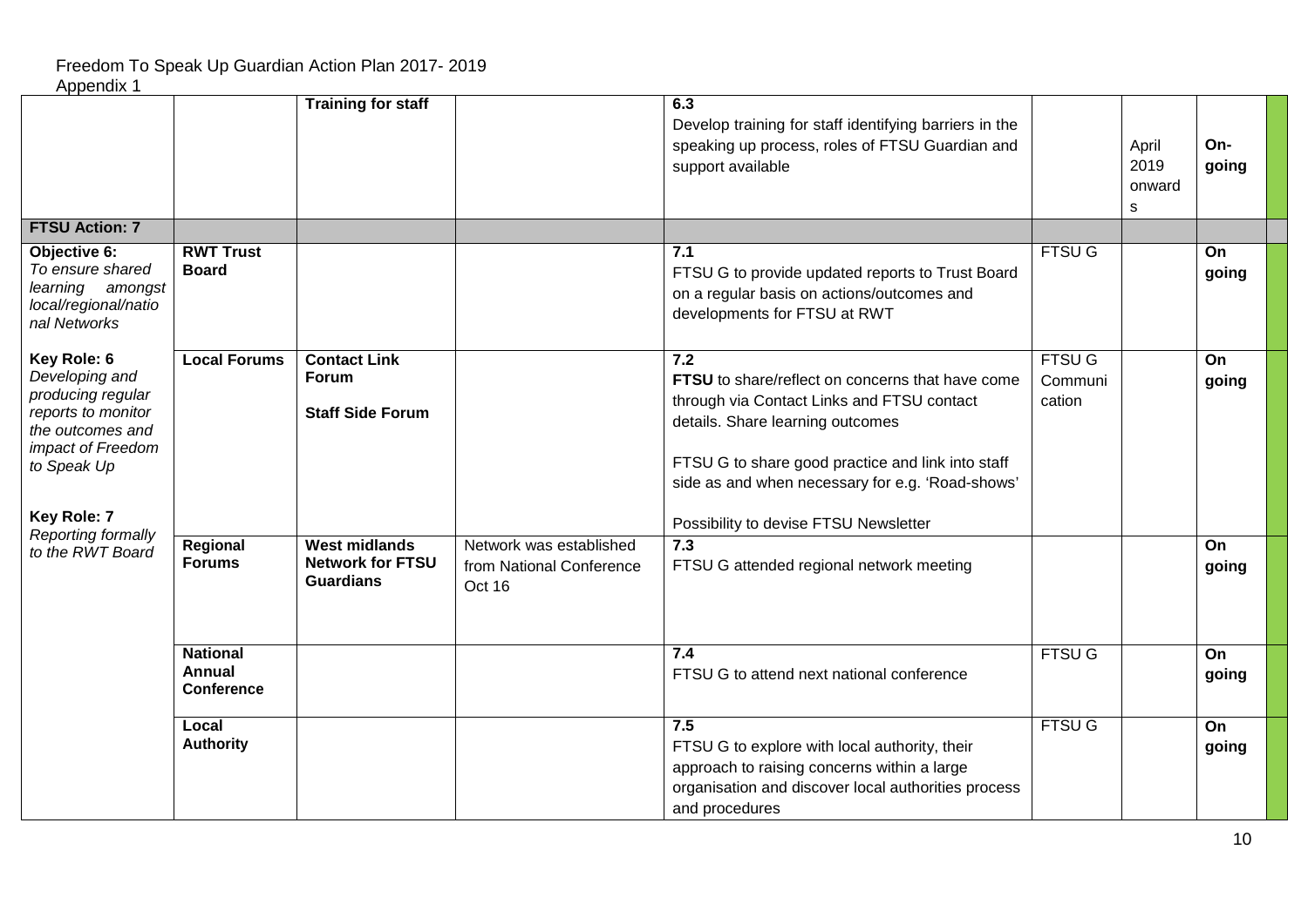Freedom To Speak Up Guardian Action Plan 2017- 2019
Appendix 1

| | | | | | | | | |
|---|---|---|---|---|---|---|---|---|
| | | **Training for staff** | | **6.3** Develop training for staff identifying barriers in the speaking up process, roles of FTSU Guardian and support available | | April 2019 onwards | **On-going** | |
| **FTSU Action: 7** | | | | | | | | |
| **Objective 6:** *To ensure shared learning amongst local/regional/national Networks* **Key Role: 6** *Developing and producing regular reports to monitor the outcomes and impact of Freedom to Speak Up* **Key Role: 7** *Reporting formally to the RWT Board* | **RWT Trust Board** | | | **7.1** FTSU G to provide updated reports to Trust Board on a regular basis on actions/outcomes and developments for FTSU at RWT | FTSU G | | **On going** | |
| | **Local Forums** | **Contact Link Forum** **Staff Side Forum** | | **7.2** **FTSU** to share/reflect on concerns that have come through via Contact Links and FTSU contact details. Share learning outcomes FTSU G to share good practice and link into staff side as and when necessary for e.g. 'Road-shows' Possibility to devise FTSU Newsletter | FTSU G Communication | | **On going** | |
| | **Regional Forums** | **West midlands Network for FTSU Guardians** | Network was established from National Conference Oct 16 | **7.3** FTSU G attended regional network meeting | | | **On going** | |
| | **National Annual Conference** | | | **7.4** FTSU G to attend next national conference | FTSU G | | **On going** | |
| | **Local Authority** | | | **7.5** FTSU G to explore with local authority, their approach to raising concerns within a large organisation and discover local authorities process and procedures | FTSU G | | **On going** | |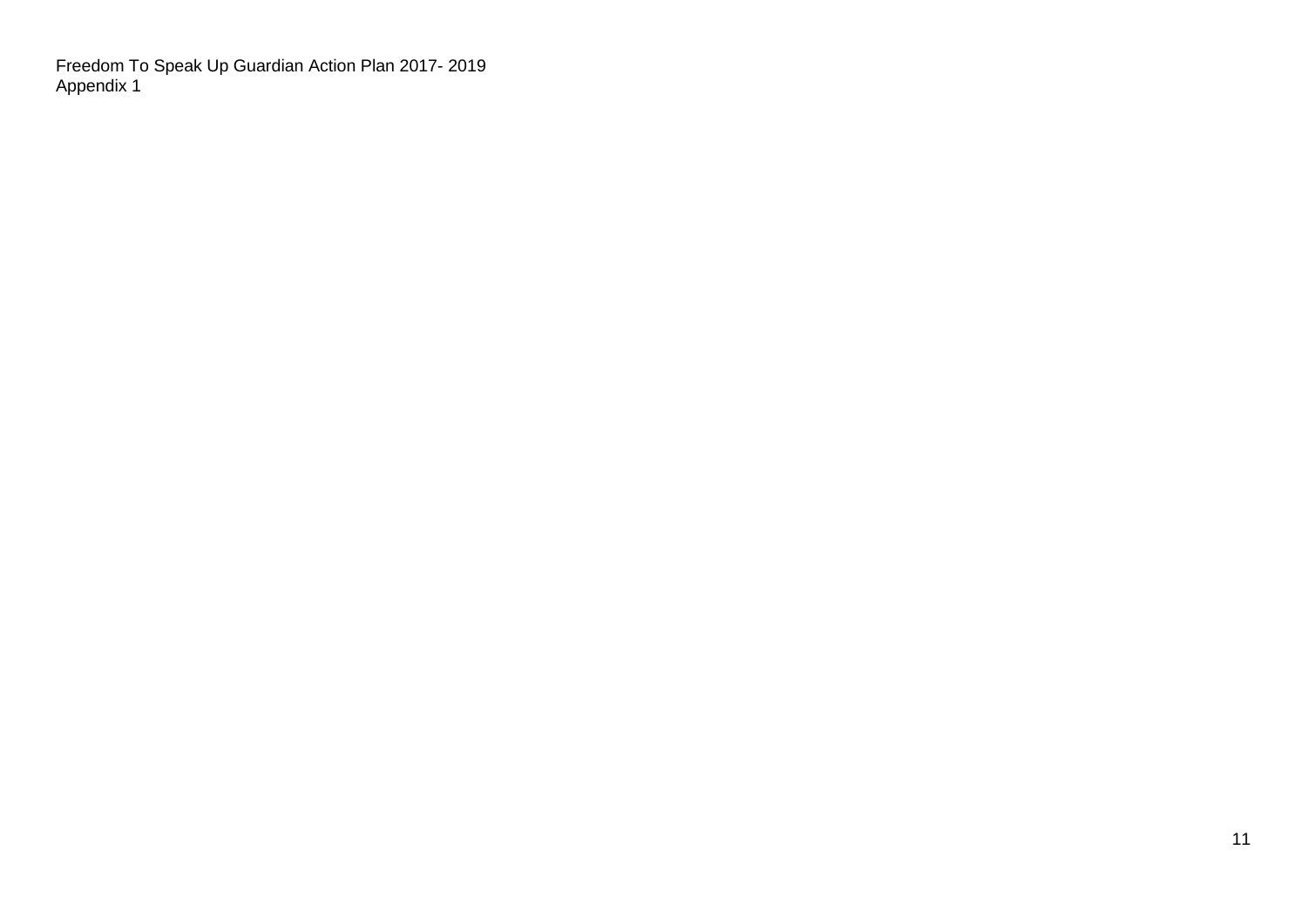Freedom To Speak Up Guardian Action Plan 2017- 2019
Appendix 1